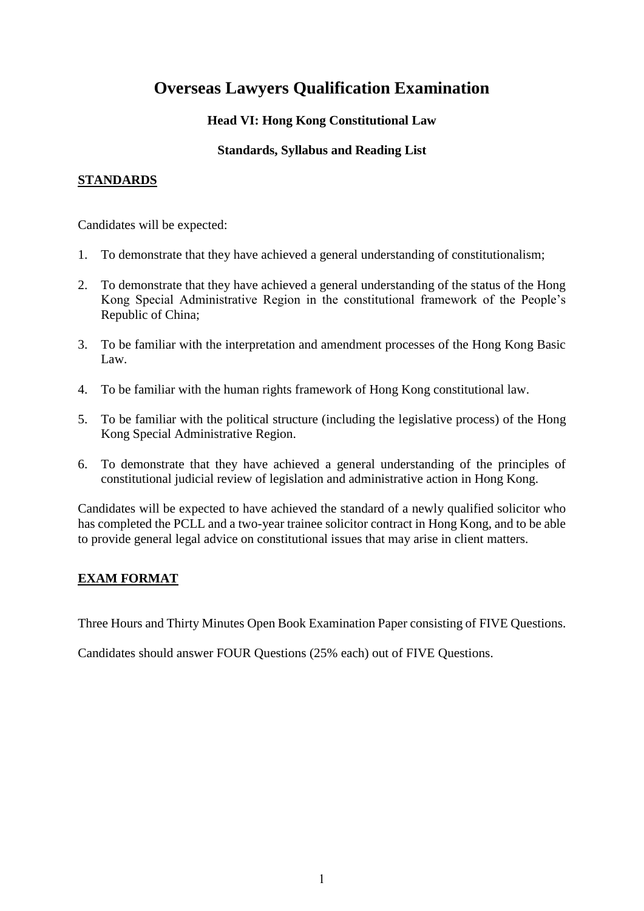# Overseas Lawyers Qualification Examination

### Head VI: Hong Kong Constitutional Law

### Standards, Syllabus and Reading List

## STANDARDS

Candidates will be expected:

1. To demonstrate that they have achieved a general understanding of constitutionalism;
2. To demonstrate that they have achieved a general understanding of the status of the Hong Kong Special Administrative Region in the constitutional framework of the People's Republic of China;
3. To be familiar with the interpretation and amendment processes of the Hong Kong Basic Law.
4. To be familiar with the human rights framework of Hong Kong constitutional law.
5. To be familiar with the political structure (including the legislative process) of the Hong Kong Special Administrative Region.
6. To demonstrate that they have achieved a general understanding of the principles of constitutional judicial review of legislation and administrative action in Hong Kong.

Candidates will be expected to have achieved the standard of a newly qualified solicitor who has completed the PCLL and a two-year trainee solicitor contract in Hong Kong, and to be able to provide general legal advice on constitutional issues that may arise in client matters.

## EXAM FORMAT

Three Hours and Thirty Minutes Open Book Examination Paper consisting of FIVE Questions.

Candidates should answer FOUR Questions (25% each) out of FIVE Questions.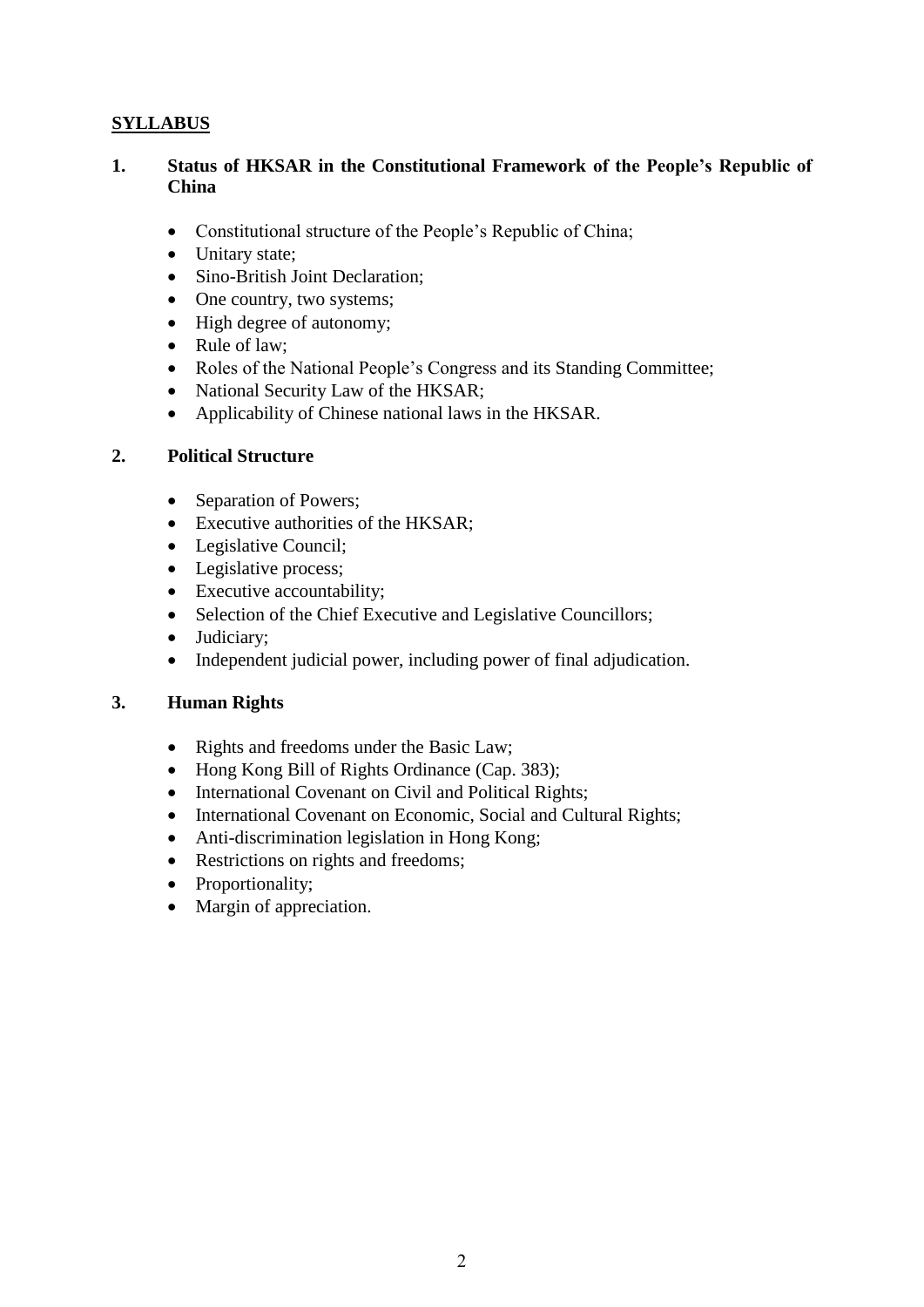## SYLLABUS

### 1. Status of HKSAR in the Constitutional Framework of the People's Republic of China

- Constitutional structure of the People's Republic of China;
- Unitary state;
- Sino-British Joint Declaration;
- One country, two systems;
- High degree of autonomy;
- Rule of law;
- Roles of the National People's Congress and its Standing Committee;
- National Security Law of the HKSAR;
- Applicability of Chinese national laws in the HKSAR.

### 2. Political Structure

- Separation of Powers;
- Executive authorities of the HKSAR;
- Legislative Council;
- Legislative process;
- Executive accountability;
- Selection of the Chief Executive and Legislative Councillors;
- Judiciary;
- Independent judicial power, including power of final adjudication.

### 3. Human Rights

- Rights and freedoms under the Basic Law;
- Hong Kong Bill of Rights Ordinance (Cap. 383);
- International Covenant on Civil and Political Rights;
- International Covenant on Economic, Social and Cultural Rights;
- Anti-discrimination legislation in Hong Kong;
- Restrictions on rights and freedoms;
- Proportionality;
- Margin of appreciation.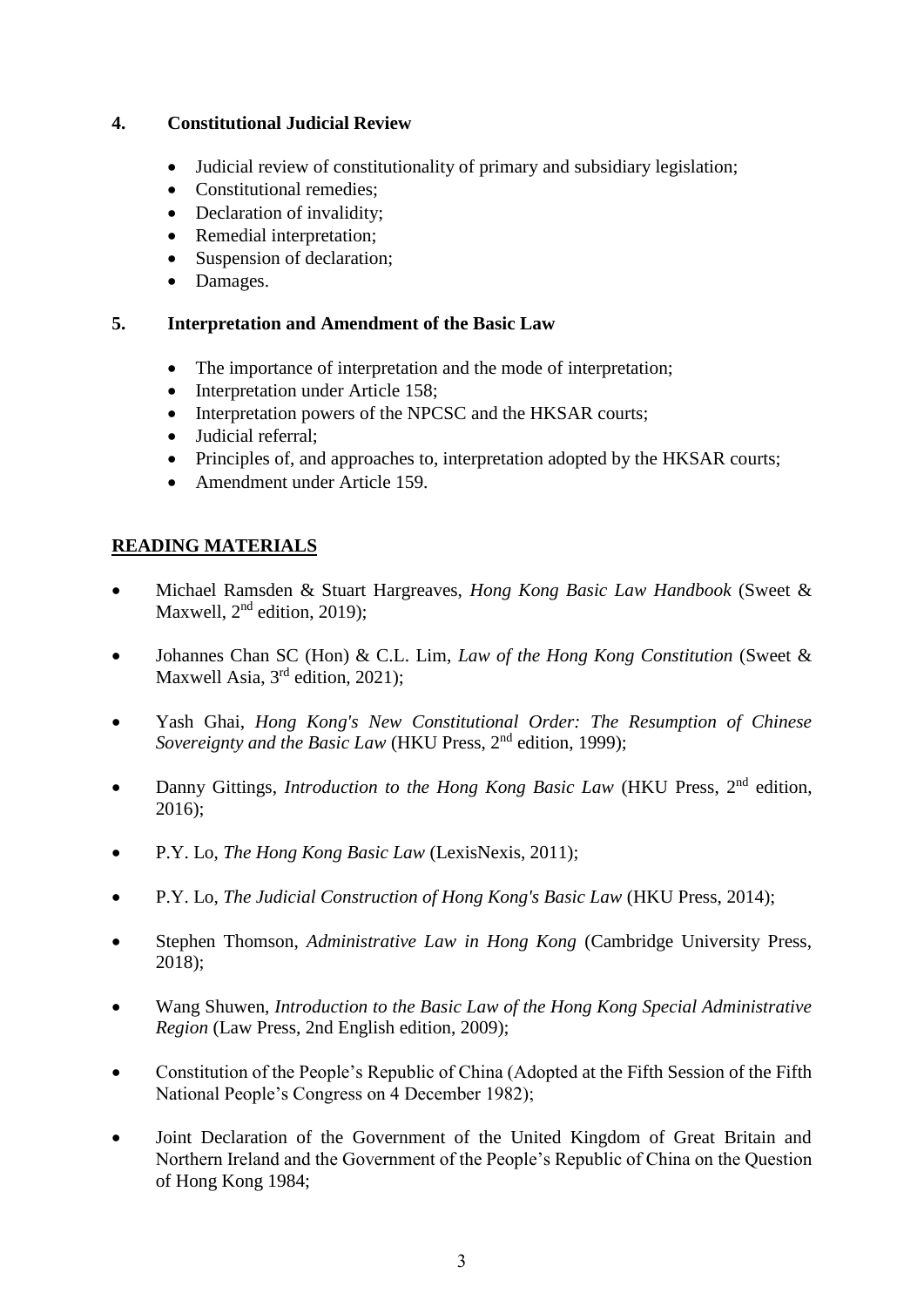## 4. Constitutional Judicial Review

- Judicial review of constitutionality of primary and subsidiary legislation;
- Constitutional remedies;
- Declaration of invalidity;
- Remedial interpretation;
- Suspension of declaration;
- Damages.

## 5. Interpretation and Amendment of the Basic Law

- The importance of interpretation and the mode of interpretation;
- Interpretation under Article 158;
- Interpretation powers of the NPCSC and the HKSAR courts;
- Judicial referral;
- Principles of, and approaches to, interpretation adopted by the HKSAR courts;
- Amendment under Article 159.

## READING MATERIALS

- Michael Ramsden & Stuart Hargreaves, *Hong Kong Basic Law Handbook* (Sweet & Maxwell, 2nd edition, 2019);
- Johannes Chan SC (Hon) & C.L. Lim, *Law of the Hong Kong Constitution* (Sweet & Maxwell Asia, 3rd edition, 2021);
- Yash Ghai, *Hong Kong's New Constitutional Order: The Resumption of Chinese Sovereignty and the Basic Law* (HKU Press, 2nd edition, 1999);
- Danny Gittings, *Introduction to the Hong Kong Basic Law* (HKU Press, 2nd edition, 2016);
- P.Y. Lo, *The Hong Kong Basic Law* (LexisNexis, 2011);
- P.Y. Lo, *The Judicial Construction of Hong Kong's Basic Law* (HKU Press, 2014);
- Stephen Thomson, *Administrative Law in Hong Kong* (Cambridge University Press, 2018);
- Wang Shuwen, *Introduction to the Basic Law of the Hong Kong Special Administrative Region* (Law Press, 2nd English edition, 2009);
- Constitution of the People's Republic of China (Adopted at the Fifth Session of the Fifth National People's Congress on 4 December 1982);
- Joint Declaration of the Government of the United Kingdom of Great Britain and Northern Ireland and the Government of the People's Republic of China on the Question of Hong Kong 1984;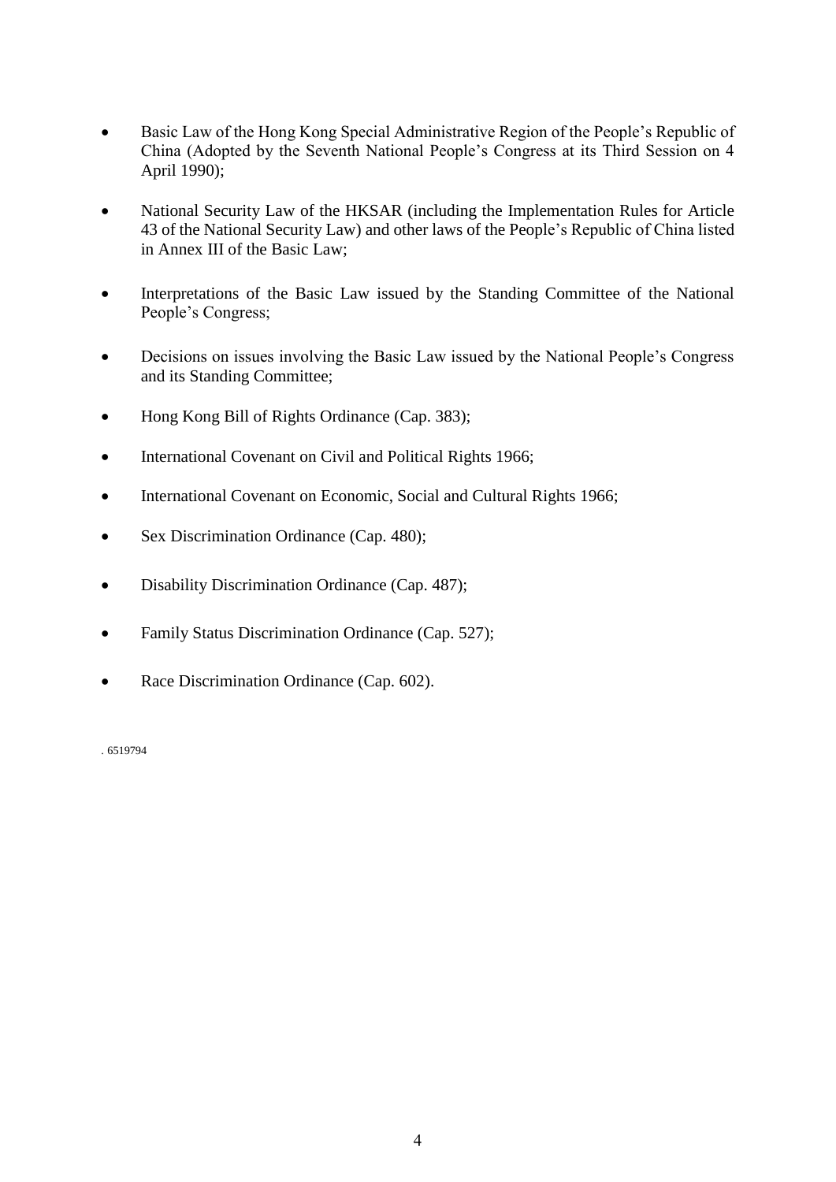- Basic Law of the Hong Kong Special Administrative Region of the People's Republic of China (Adopted by the Seventh National People's Congress at its Third Session on 4 April 1990);
- National Security Law of the HKSAR (including the Implementation Rules for Article 43 of the National Security Law) and other laws of the People's Republic of China listed in Annex III of the Basic Law;
- Interpretations of the Basic Law issued by the Standing Committee of the National People's Congress;
- Decisions on issues involving the Basic Law issued by the National People's Congress and its Standing Committee;
- Hong Kong Bill of Rights Ordinance (Cap. 383);
- International Covenant on Civil and Political Rights 1966;
- International Covenant on Economic, Social and Cultural Rights 1966;
- Sex Discrimination Ordinance (Cap. 480);
- Disability Discrimination Ordinance (Cap. 487);
- Family Status Discrimination Ordinance (Cap. 527);
- Race Discrimination Ordinance (Cap. 602).

. 6519794